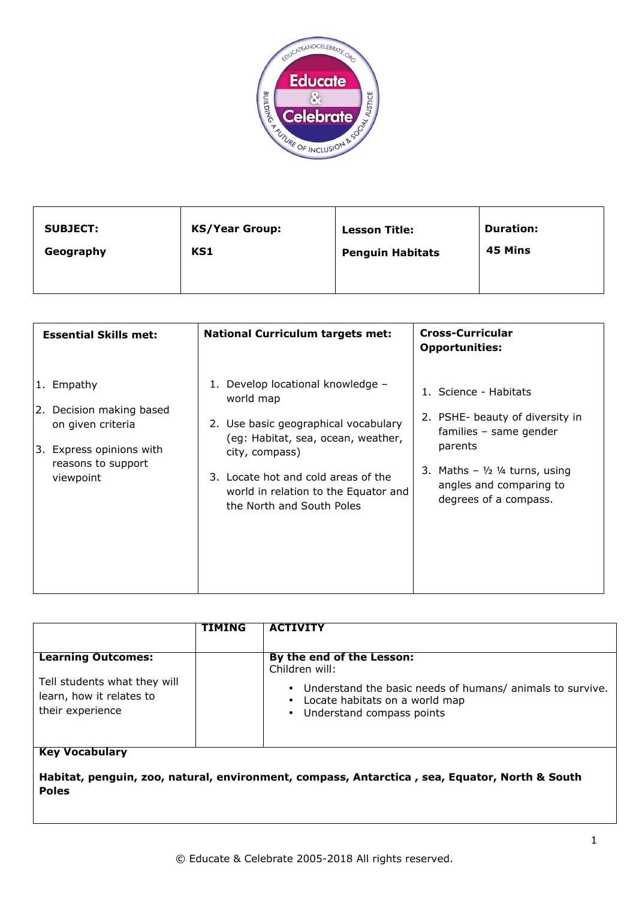| SUBJECT: Geography | KS/Year Group: KS1 | Lesson Title: Penguin Habitats | Duration: 45 Mins |
|---|---|---|---|

| Essential Skills met: | National Curriculum targets met: | Cross-Curricular Opportunities: |
|---|---|---|
| 1. Empathy<br>2. Decision making based on given criteria<br>3. Express opinions with reasons to support viewpoint | 1. Develop locational knowledge – world map<br>2. Use basic geographical vocabulary (eg: Habitat, sea, ocean, weather, city, compass)<br>3. Locate hot and cold areas of the world in relation to the Equator and the North and South Poles | 1. Science - Habitats<br>2. PSHE- beauty of diversity in families – same gender parents<br>3. Maths – ½ ¼ turns, using angles and comparing to degrees of a compass. |

| | TIMING | ACTIVITY |
|---|---|---|
| **Learning Outcomes:**<br>Tell students what they will learn, how it relates to their experience | | **By the end of the Lesson:**<br>Children will:<br>• Understand the basic needs of humans/ animals to survive.<br>• Locate habitats on a world map<br>• Understand compass points |
| **Key Vocabulary**<br>**Habitat, penguin, zoo, natural, environment, compass, Antarctica , sea, Equator, North & South Poles** | | |

© Educate & Celebrate 2005-2018 All rights reserved.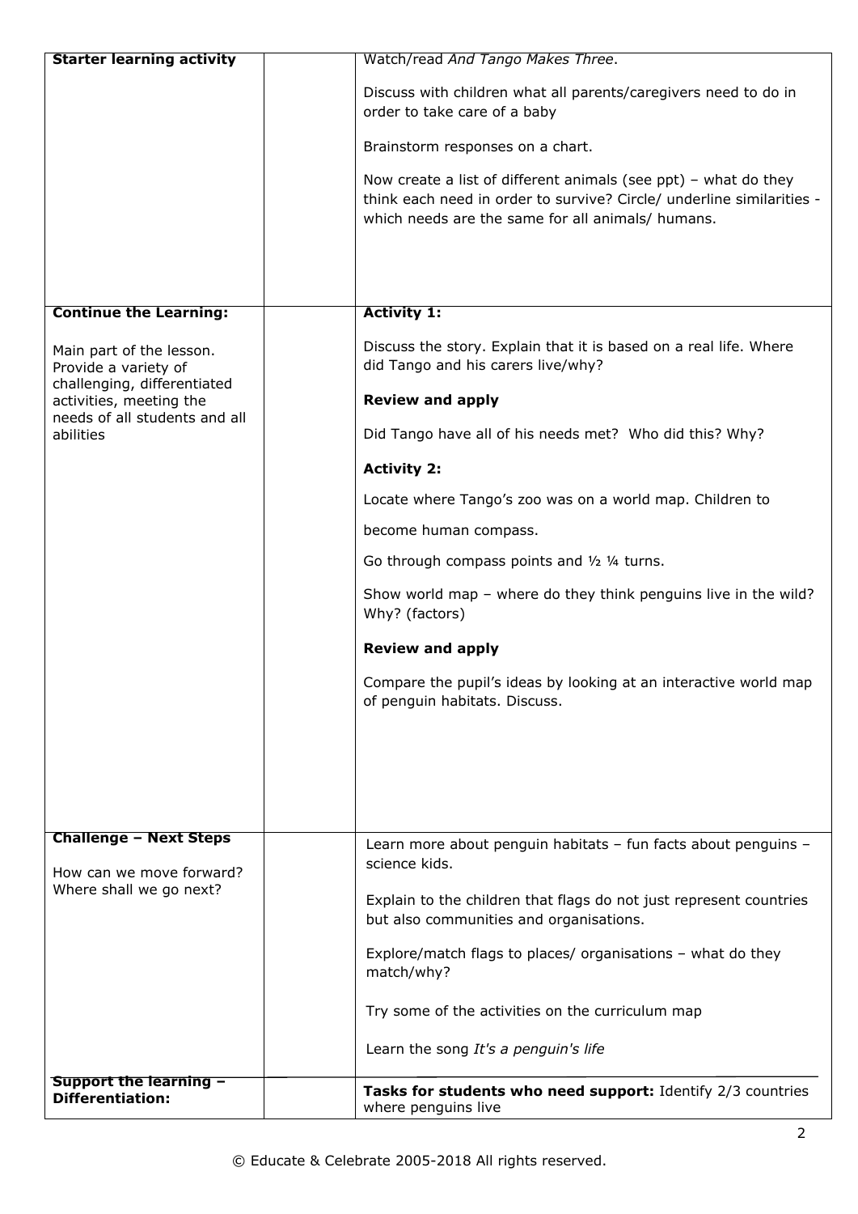| | | |
|---|---|---|
| **Starter learning activity** | | Watch/read *And Tango Makes Three*.<br><br>Discuss with children what all parents/caregivers need to do in order to take care of a baby<br><br>Brainstorm responses on a chart.<br><br>Now create a list of different animals (see ppt) – what do they think each need in order to survive? Circle/ underline similarities - which needs are the same for all animals/ humans. |
| **Continue the Learning:**<br><br>Main part of the lesson. Provide a variety of challenging, differentiated activities, meeting the needs of all students and all abilities | | **Activity 1:**<br><br>Discuss the story. Explain that it is based on a real life. Where did Tango and his carers live/why?<br><br>**Review and apply**<br><br>Did Tango have all of his needs met? Who did this? Why?<br><br>**Activity 2:**<br><br>Locate where Tango's zoo was on a world map. Children to<br><br>become human compass.<br><br>Go through compass points and ½ ¼ turns.<br><br>Show world map – where do they think penguins live in the wild? Why? (factors)<br><br>**Review and apply**<br><br>Compare the pupil's ideas by looking at an interactive world map of penguin habitats. Discuss. |
| **Challenge – Next Steps**<br><br>How can we move forward? Where shall we go next? | | Learn more about penguin habitats – fun facts about penguins – science kids.<br><br>Explain to the children that flags do not just represent countries but also communities and organisations.<br><br>Explore/match flags to places/ organisations – what do they match/why?<br><br>Try some of the activities on the curriculum map<br><br>Learn the song *It's a penguin's life* |
| **Support the learning – Differentiation:** | | **Tasks for students who need support:** Identify 2/3 countries where penguins live |

© Educate & Celebrate 2005-2018 All rights reserved.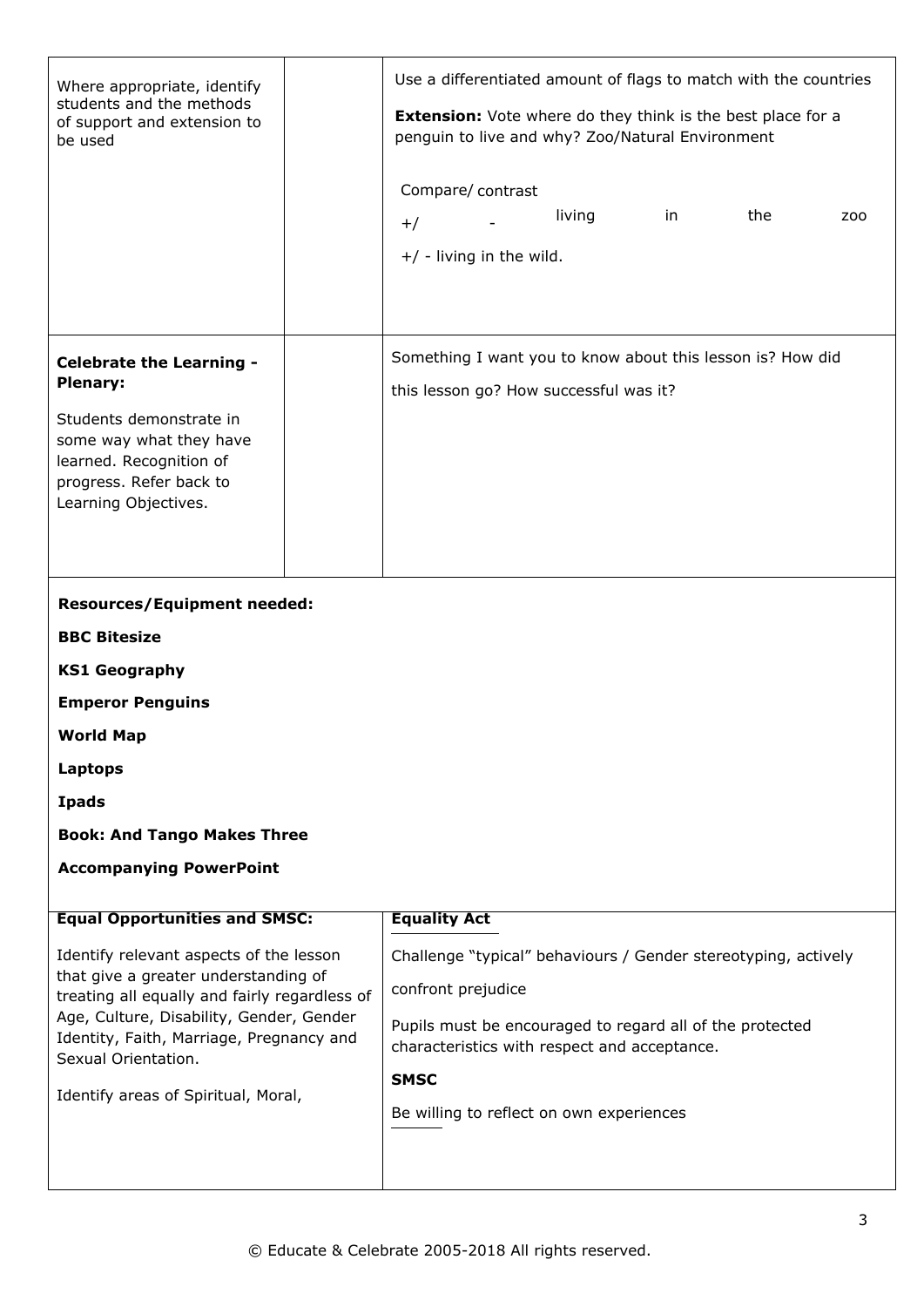| | | |
|---|---|---|
| Where appropriate, identify students and the methods of support and extension to be used | | Use a differentiated amount of flags to match with the countries<br><br>**Extension:** Vote where do they think is the best place for a penguin to live and why? Zoo/Natural Environment<br><br>Compare/ contrast<br>+/ - living in the zoo<br>+/ - living in the wild. |
| **Celebrate the Learning - Plenary:**<br><br>Students demonstrate in some way what they have learned. Recognition of progress. Refer back to Learning Objectives. | | Something I want you to know about this lesson is? How did this lesson go? How successful was it? |

**Resources/Equipment needed:**

**BBC Bitesize**

**KS1 Geography**

**Emperor Penguins**

**World Map**

**Laptops**

**Ipads**

**Book: And Tango Makes Three**

**Accompanying PowerPoint**

| **Equal Opportunities and SMSC:** | **Equality Act** |
|---|---|
| Identify relevant aspects of the lesson that give a greater understanding of treating all equally and fairly regardless of Age, Culture, Disability, Gender, Gender Identity, Faith, Marriage, Pregnancy and Sexual Orientation.<br><br>Identify areas of Spiritual, Moral, | Challenge "typical" behaviours / Gender stereotyping, actively confront prejudice<br><br>Pupils must be encouraged to regard all of the protected characteristics with respect and acceptance.<br><br>**SMSC**<br><br>Be willing to reflect on own experiences |

© Educate & Celebrate 2005-2018 All rights reserved.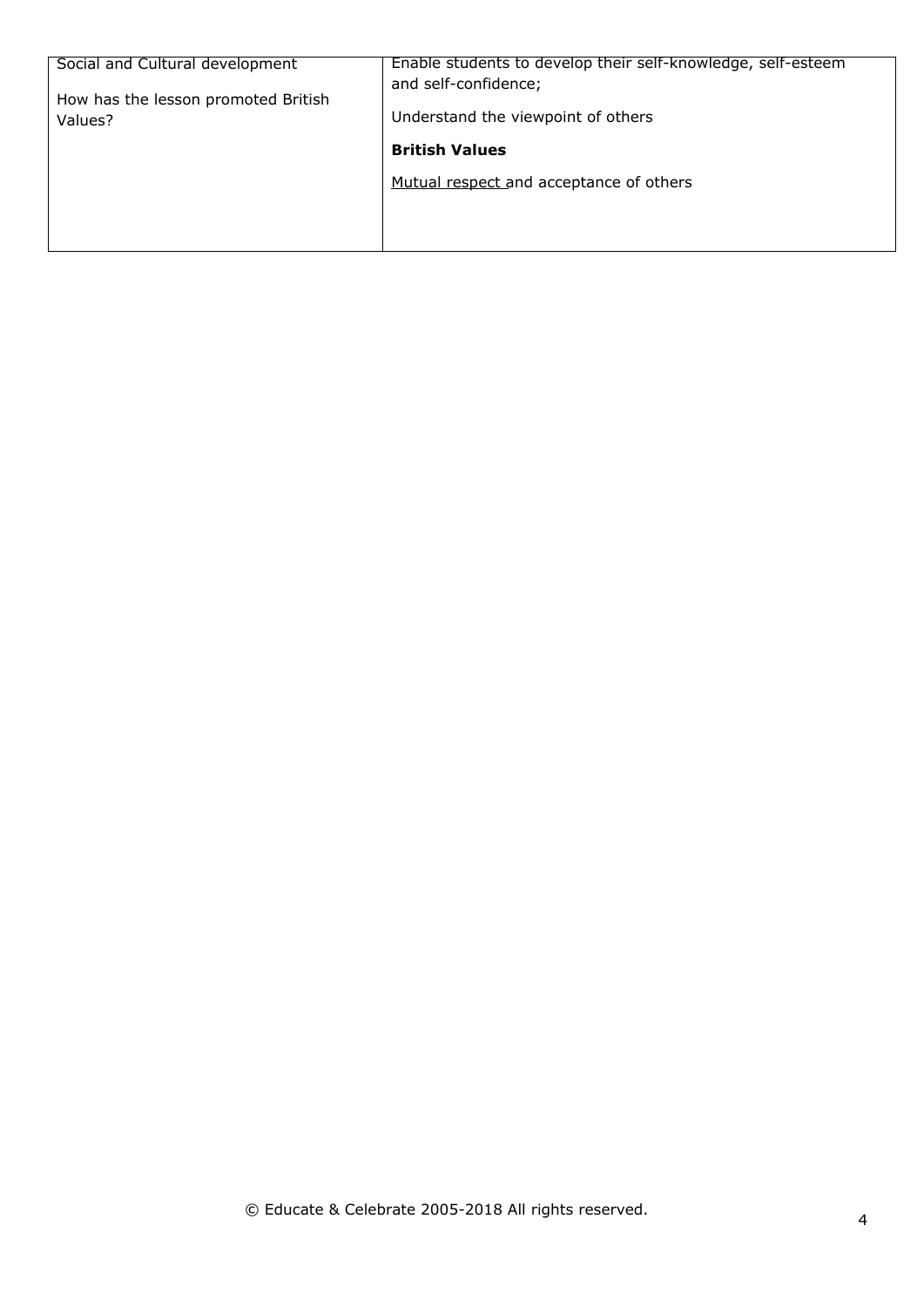| | |
|---|---|
| Social and Cultural development<br><br>How has the lesson promoted British Values? | Enable students to develop their self-knowledge, self-esteem and self-confidence;<br><br>Understand the viewpoint of others<br><br>**British Values**<br><br>Mutual respect and acceptance of others |

© Educate & Celebrate 2005-2018 All rights reserved.